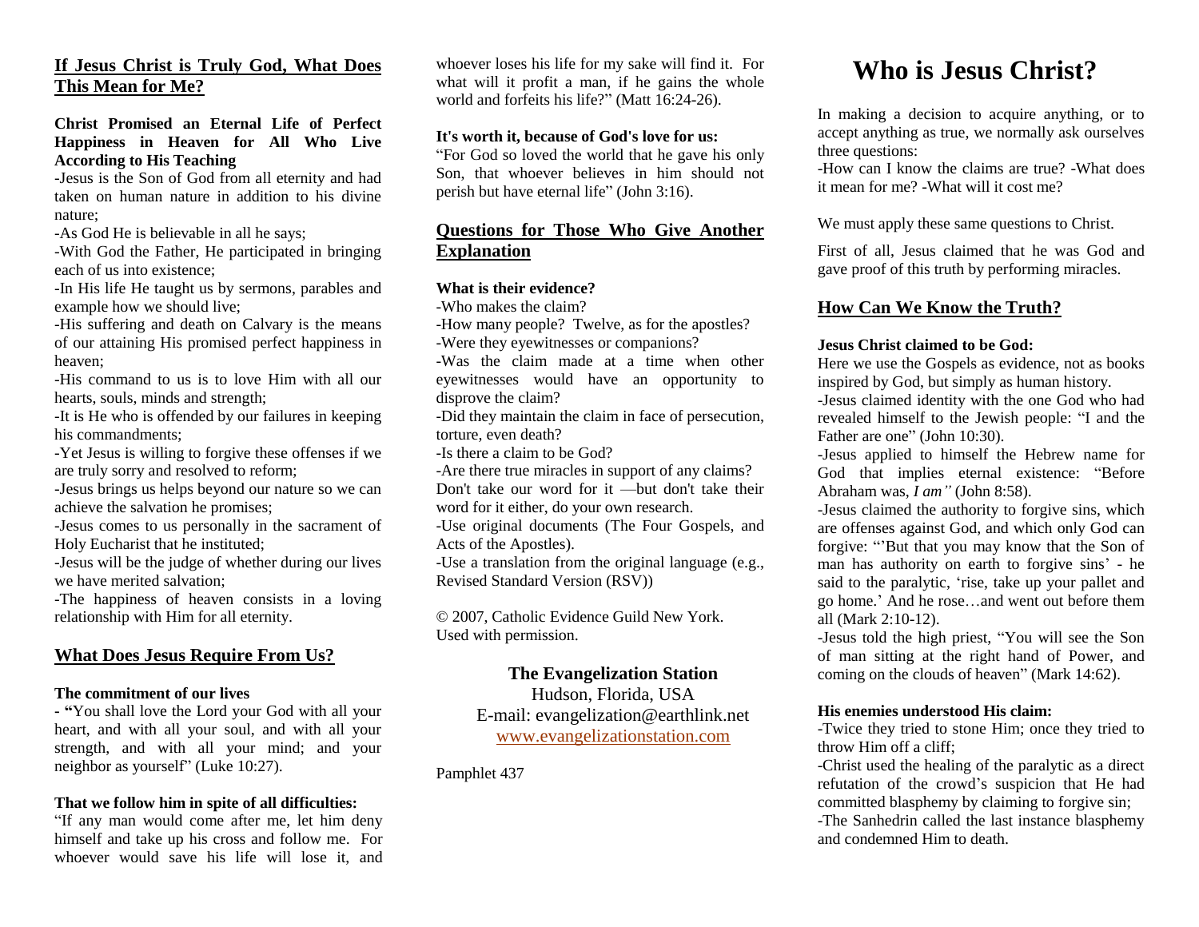## If Jesus Christ is Truly God, What Does This Mean for Me?

**Christ Promised an Eternal Life of Perfect Happiness in Heaven for All Who Live According to His Teaching**

-Jesus is the Son of God from all eternity and had taken on human nature in addition to his divine nature;

-As God He is believable in all he says;

-With God the Father, He participated in bringing each of us into existence;

-In His life He taught us by sermons, parables and example how we should live;

-His suffering and death on Calvary is the means of our attaining His promised perfect happiness in heaven;

-His command to us is to love Him with all our hearts, souls, minds and strength;

-It is He who is offended by our failures in keeping his commandments;

-Yet Jesus is willing to forgive these offenses if we are truly sorry and resolved to reform;

-Jesus brings us helps beyond our nature so we can achieve the salvation he promises;

-Jesus comes to us personally in the sacrament of Holy Eucharist that he instituted;

-Jesus will be the judge of whether during our lives we have merited salvation;

-The happiness of heaven consists in a loving relationship with Him for all eternity.

## What Does Jesus Require From Us?

**The commitment of our lives**

**- "**You shall love the Lord your God with all your heart, and with all your soul, and with all your strength, and with all your mind; and your neighbor as yourself" (Luke 10:27).

**That we follow him in spite of all difficulties:**

"If any man would come after me, let him deny himself and take up his cross and follow me. For whoever would save his life will lose it, and whoever loses his life for my sake will find it. For what will it profit a man, if he gains the whole world and forfeits his life?" (Matt 16:24-26).

**It's worth it, because of God's love for us:**

"For God so loved the world that he gave his only Son, that whoever believes in him should not perish but have eternal life" (John 3:16).

## Questions for Those Who Give Another Explanation

**What is their evidence?**

-Who makes the claim?

-How many people? Twelve, as for the apostles?

-Were they eyewitnesses or companions?

-Was the claim made at a time when other eyewitnesses would have an opportunity to disprove the claim?

-Did they maintain the claim in face of persecution, torture, even death?

-Is there a claim to be God?

-Are there true miracles in support of any claims?

Don't take our word for it —but don't take their word for it either, do your own research.

-Use original documents (The Four Gospels, and Acts of the Apostles).

-Use a translation from the original language (e.g., Revised Standard Version (RSV))

© 2007, Catholic Evidence Guild New York. Used with permission.

**The Evangelization Station**
Hudson, Florida, USA
E-mail: evangelization@earthlink.net
www.evangelizationstation.com

Pamphlet 437

# Who is Jesus Christ?

In making a decision to acquire anything, or to accept anything as true, we normally ask ourselves three questions:

-How can I know the claims are true? -What does it mean for me? -What will it cost me?

We must apply these same questions to Christ.

First of all, Jesus claimed that he was God and gave proof of this truth by performing miracles.

## How Can We Know the Truth?

**Jesus Christ claimed to be God:**

Here we use the Gospels as evidence, not as books inspired by God, but simply as human history.

-Jesus claimed identity with the one God who had revealed himself to the Jewish people: "I and the Father are one" (John 10:30).

-Jesus applied to himself the Hebrew name for God that implies eternal existence: "Before Abraham was, *I am"* (John 8:58).

-Jesus claimed the authority to forgive sins, which are offenses against God, and which only God can forgive: "'But that you may know that the Son of man has authority on earth to forgive sins' - he said to the paralytic, 'rise, take up your pallet and go home.' And he rose…and went out before them all (Mark 2:10-12).

-Jesus told the high priest, "You will see the Son of man sitting at the right hand of Power, and coming on the clouds of heaven" (Mark 14:62).

**His enemies understood His claim:**

-Twice they tried to stone Him; once they tried to throw Him off a cliff;

-Christ used the healing of the paralytic as a direct refutation of the crowd's suspicion that He had committed blasphemy by claiming to forgive sin;

-The Sanhedrin called the last instance blasphemy and condemned Him to death.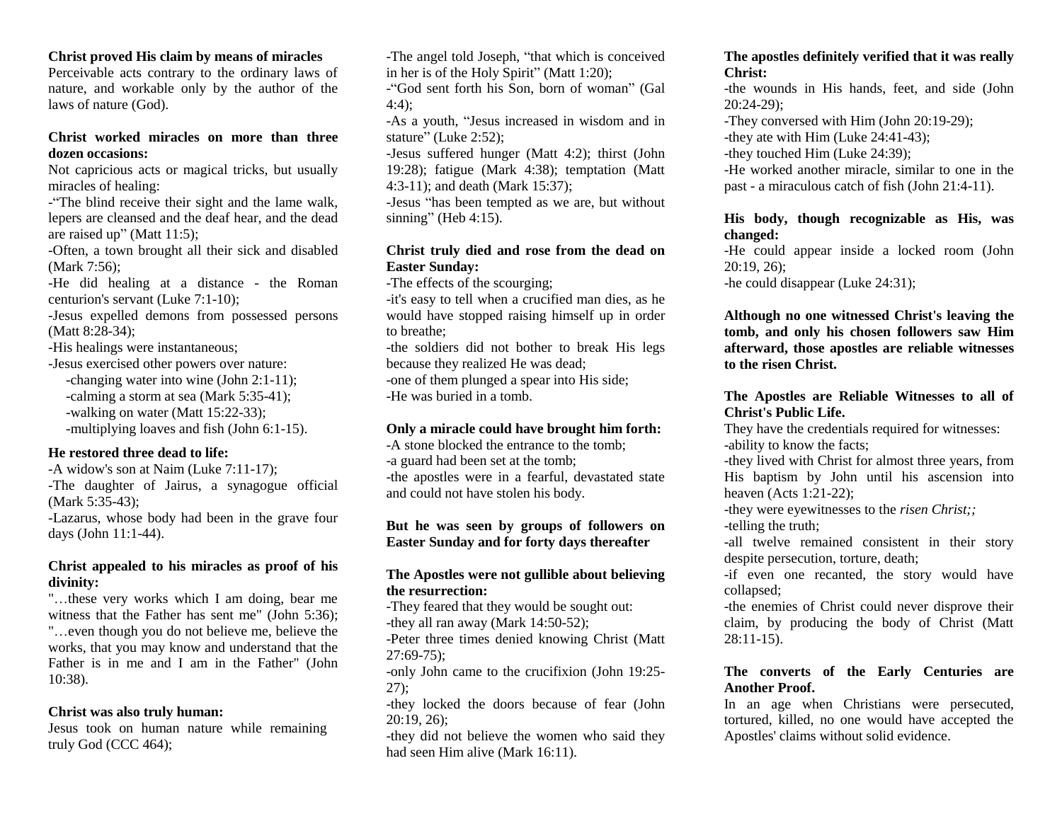**Christ proved His claim by means of miracles**

Perceivable acts contrary to the ordinary laws of nature, and workable only by the author of the laws of nature (God).

**Christ worked miracles on more than three dozen occasions:**

Not capricious acts or magical tricks, but usually miracles of healing:

-“The blind receive their sight and the lame walk, lepers are cleansed and the deaf hear, and the dead are raised up” (Matt 11:5);

-Often, a town brought all their sick and disabled (Mark 7:56);

-He did healing at a distance - the Roman centurion's servant (Luke 7:1-10);

-Jesus expelled demons from possessed persons (Matt 8:28-34);

-His healings were instantaneous;

-Jesus exercised other powers over nature:

-changing water into wine (John 2:1-11);

-calming a storm at sea (Mark 5:35-41);

-walking on water (Matt 15:22-33);

-multiplying loaves and fish (John 6:1-15).

**He restored three dead to life:**

-A widow's son at Naim (Luke 7:11-17);

-The daughter of Jairus, a synagogue official (Mark 5:35-43);

-Lazarus, whose body had been in the grave four days (John 11:1-44).

**Christ appealed to his miracles as proof of his divinity:**

"…these very works which I am doing, bear me witness that the Father has sent me" (John 5:36); "…even though you do not believe me, believe the works, that you may know and understand that the Father is in me and I am in the Father" (John 10:38).

**Christ was also truly human:**

Jesus took on human nature while remaining truly God (CCC 464);

-The angel told Joseph, “that which is conceived in her is of the Holy Spirit” (Matt 1:20);

-“God sent forth his Son, born of woman” (Gal 4:4);

-As a youth, “Jesus increased in wisdom and in stature” (Luke 2:52);

-Jesus suffered hunger (Matt 4:2); thirst (John 19:28); fatigue (Mark 4:38); temptation (Matt 4:3-11); and death (Mark 15:37);

-Jesus “has been tempted as we are, but without sinning” (Heb 4:15).

**Christ truly died and rose from the dead on Easter Sunday:**

-The effects of the scourging;

-it's easy to tell when a crucified man dies, as he would have stopped raising himself up in order to breathe;

-the soldiers did not bother to break His legs because they realized He was dead;

-one of them plunged a spear into His side;

-He was buried in a tomb.

**Only a miracle could have brought him forth:**

-A stone blocked the entrance to the tomb;

-a guard had been set at the tomb;

-the apostles were in a fearful, devastated state and could not have stolen his body.

**But he was seen by groups of followers on Easter Sunday and for forty days thereafter**

**The Apostles were not gullible about believing the resurrection:**

-They feared that they would be sought out:

-they all ran away (Mark 14:50-52);

-Peter three times denied knowing Christ (Matt 27:69-75);

-only John came to the crucifixion (John 19:25-27);

-they locked the doors because of fear (John 20:19, 26);

-they did not believe the women who said they had seen Him alive (Mark 16:11).

**The apostles definitely verified that it was really Christ:**

-the wounds in His hands, feet, and side (John 20:24-29);

-They conversed with Him (John 20:19-29);

-they ate with Him (Luke 24:41-43);

-they touched Him (Luke 24:39);

-He worked another miracle, similar to one in the past - a miraculous catch of fish (John 21:4-11).

**His body, though recognizable as His, was changed:**

-He could appear inside a locked room (John 20:19, 26);

-he could disappear (Luke 24:31);

**Although no one witnessed Christ's leaving the tomb, and only his chosen followers saw Him afterward, those apostles are reliable witnesses to the risen Christ.**

**The Apostles are Reliable Witnesses to all of Christ's Public Life.**

They have the credentials required for witnesses:

-ability to know the facts;

-they lived with Christ for almost three years, from His baptism by John until his ascension into heaven (Acts 1:21-22);

-they were eyewitnesses to the *risen Christ;;*

-telling the truth;

-all twelve remained consistent in their story despite persecution, torture, death;

-if even one recanted, the story would have collapsed;

-the enemies of Christ could never disprove their claim, by producing the body of Christ (Matt 28:11-15).

**The converts of the Early Centuries are Another Proof.**

In an age when Christians were persecuted, tortured, killed, no one would have accepted the Apostles' claims without solid evidence.